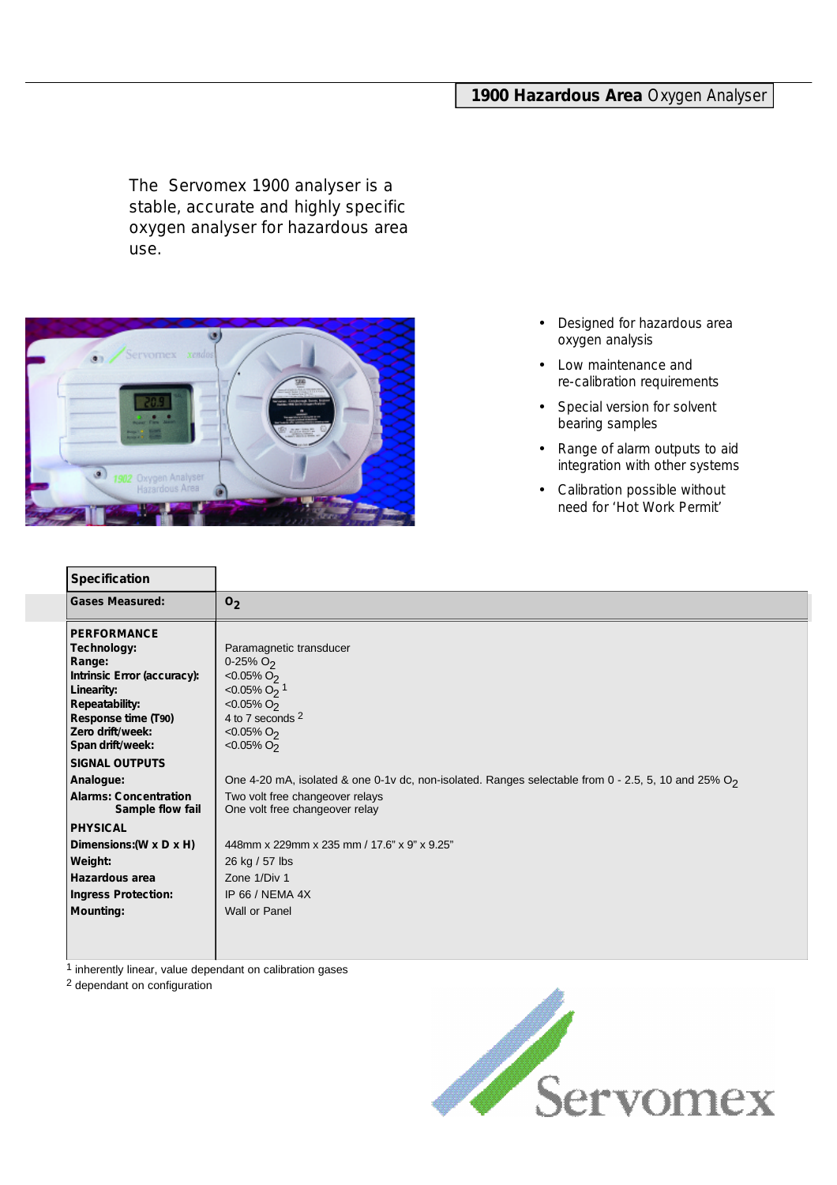# **1900 Hazardous Area** Oxygen Analyser

The Servomex 1900 analyser is a stable, accurate and highly specific oxygen analyser for hazardous area use.

- Designed for hazardous area oxygen analysis
- Low maintenance and re-calibration requirements
- Special version for solvent bearing samples
- Range of alarm outputs to aid integration with other systems
- Calibration possible without need for 'Hot Work Permit'

| **Specification** | |
|---|---|
| **Gases Measured:** | $O_2$ |
| **PERFORMANCE** | |
| **Technology:** | Paramagnetic transducer |
| **Range:** | 0-25% $O_2$ |
| **Intrinsic Error (accuracy):** | <0.05% $O_2$ |
| **Linearity:** | <0.05% $O_2$ [1] |
| **Repeatability:** | <0.05% $O_2$ |
| **Response time (T90)** | 4 to 7 seconds [2] |
| **Zero drift/week:** | <0.05% $O_2$ |
| **Span drift/week:** | <0.05% $O_2$ |
| **SIGNAL OUTPUTS** | |
| **Analogue:** | One 4-20 mA, isolated & one 0-1v dc, non-isolated. Ranges selectable from 0 - 2.5, 5, 10 and 25% $O_2$ |
| **Alarms: Concentration** | Two volt free changeover relays |
| **Sample flow fail** | One volt free changeover relay |
| **PHYSICAL** | |
| **Dimensions:(W x D x H)** | 448mm x 229mm x 235 mm / 17.6" x 9" x 9.25" |
| **Weight:** | 26 kg / 57 lbs |
| **Hazardous area** | Zone 1/Div 1 |
| **Ingress Protection:** | IP 66 / NEMA 4X |
| **Mounting:** | Wall or Panel |

[1] inherently linear, value dependant on calibration gases
[2] dependant on configuration

Servomex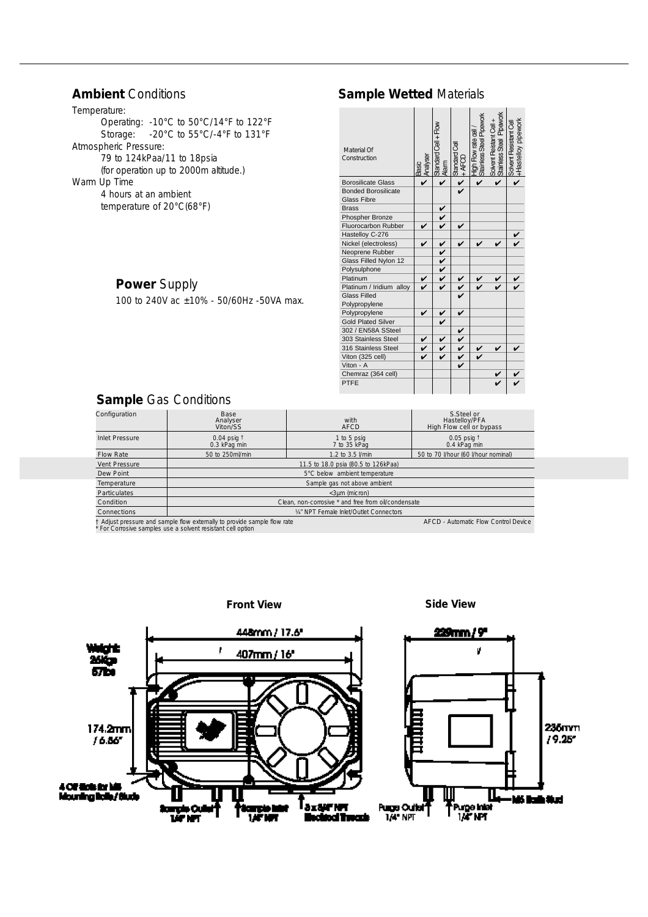## **Ambient** Conditions

Temperature:

- Operating: -10°C to 50°C/14°F to 122°F
- Storage: -20°C to 55°C/-4°F to 131°F

Atmospheric Pressure:

- 79 to 124kPaa/11 to 18psia (for operation up to 2000m altitude.)

Warm Up Time

- 4 hours at an ambient temperature of 20°C(68°F)

## **Power** Supply

100 to 240V ac ±10% - 50/60Hz -50VA max.

## **Sample Wetted** Materials

| Material Of Construction | Basic Analyser | Standard Cell + Flow Alarm | Standard Cell + AFCD | High Flow rate cell / Stainless Steel Pipework | Solvent Resistant Cell + Stainless Steel Pipework | Solvent Resistant Cell +Hastelloy pipework |
|---|---|---|---|---|---|---|
| Borosilicate Glass | ✔ | ✔ | ✔ | ✔ | ✔ | ✔ |
| Bonded Borosilicate Glass Fibre | | | ✔ | | | |
| Brass | | ✔ | | | | |
| Phospher Bronze | | ✔ | | | | |
| Fluorocarbon Rubber | ✔ | ✔ | ✔ | | | |
| Hastelloy C-276 | | | | | | ✔ |
| Nickel (electroless) | ✔ | ✔ | ✔ | ✔ | ✔ | ✔ |
| Neoprene Rubber | | ✔ | | | | |
| Glass Filled Nylon 12 | | ✔ | | | | |
| Polysulphone | | ✔ | | | | |
| Platinum | ✔ | ✔ | ✔ | ✔ | ✔ | ✔ |
| Platinum / Iridium alloy | ✔ | ✔ | ✔ | ✔ | ✔ | ✔ |
| Glass Filled Polypropylene | | | ✔ | | | |
| Polypropylene | ✔ | ✔ | ✔ | | | |
| Gold Plated Silver | | ✔ | | | | |
| 302 / EN58A SSteel | | | ✔ | | | |
| 303 Stainless Steel | ✔ | ✔ | ✔ | | | |
| 316 Stainless Steel | ✔ | ✔ | ✔ | ✔ | ✔ | ✔ |
| Viton (325 cell) | ✔ | ✔ | ✔ | ✔ | | |
| Viton - A | | | ✔ | | | |
| Chemraz (364 cell) | | | | | ✔ | ✔ |
| PTFE | | | | | ✔ | ✔ |

## **Sample** Gas Conditions

| Configuration | Base Analyser Viton/SS | with AFCD | S.Steel or Hastelloy/PFA High Flow cell or bypass |
|---|---|---|---|
| Inlet Pressure | 0.04 psig † 0.3 kPag min | 1 to 5 psig 7 to 35 kPag | 0.05 psig † 0.4 kPag min |
| Flow Rate | 50 to 250ml/min | 1.2 to 3.5 l/min | 50 to 70 l/hour (60 l/hour nominal) |
| Vent Pressure | 11.5 to 18.0 psia (80.5 to 126kPaa) | | |
| Dew Point | 5°C below ambient temperature | | |
| Temperature | Sample gas not above ambient | | |
| Particulates | <3µm (micron) | | |
| Condition | Clean, non-corrosive * and free from oil/condensate | | |
| Connections | ¼" NPT Female Inlet/Outlet Connectors | | |

† Adjust pressure and sample flow externally to provide sample flow rate
* For Corrosive samples use a solvent resistant cell option

AFCD - Automatic Flow Control Device

**Front View**

**Side View**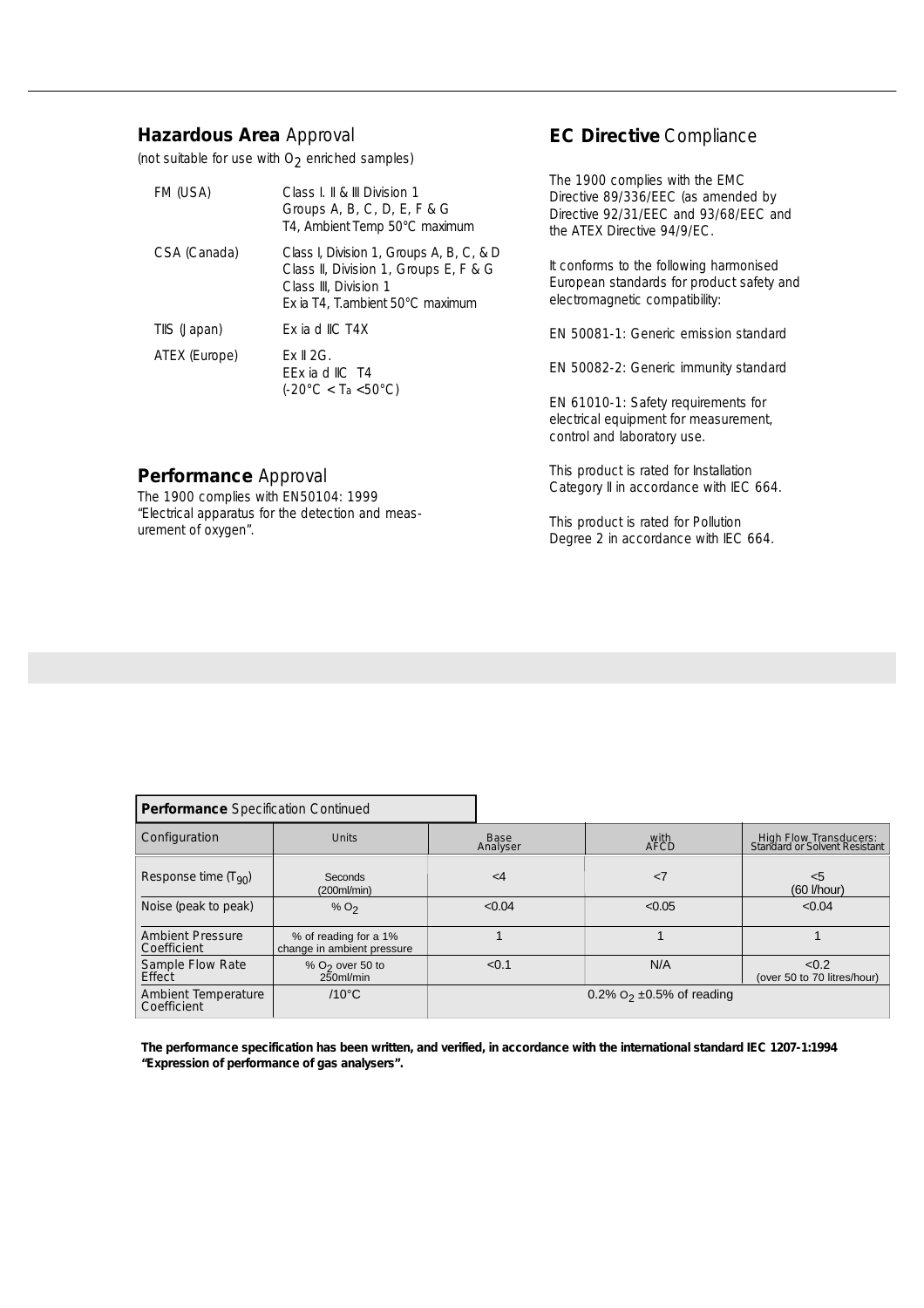## **Hazardous Area** Approval

(not suitable for use with $O_2$ enriched samples)

| | |
|---|---|
| FM (USA) | Class I. II & III Division 1<br>Groups A, B, C, D, E, F & G<br>T4, Ambient Temp 50°C maximum |
| CSA (Canada) | Class I, Division 1, Groups A, B, C, & D<br>Class II, Division 1, Groups E, F & G<br>Class III, Division 1<br>Ex ia T4, T.ambient 50°C maximum |
| TIIS (Japan) | Ex ia d IIC T4X |
| ATEX (Europe) | Ex II 2G.<br>EEx ia d IIC T4<br>(-20°C < Ta <50°C) |

## **Performance** Approval

The 1900 complies with EN50104: 1999 "Electrical apparatus for the detection and measurement of oxygen".

## **EC Directive** Compliance

The 1900 complies with the EMC Directive 89/336/EEC (as amended by Directive 92/31/EEC and 93/68/EEC and the ATEX Directive 94/9/EC.

It conforms to the following harmonised European standards for product safety and electromagnetic compatibility:

EN 50081-1: Generic emission standard

EN 50082-2: Generic immunity standard

EN 61010-1: Safety requirements for electrical equipment for measurement, control and laboratory use.

This product is rated for Installation Category II in accordance with IEC 664.

This product is rated for Pollution Degree 2 in accordance with IEC 664.

**Performance** Specification Continued

| Configuration | Units | Base Analyser | with AFCD | High Flow Transducers: Standard or Solvent Resistant |
|---|---|---|---|---|
| Response time ($T_{90}$) | Seconds (200ml/min) | <4 | <7 | <5 (60 l/hour) |
| Noise (peak to peak) | % $O_2$ | <0.04 | <0.05 | <0.04 |
| Ambient Pressure Coefficient | % of reading for a 1% change in ambient pressure | 1 | 1 | 1 |
| Sample Flow Rate Effect | % $O_2$ over 50 to 250ml/min | <0.1 | N/A | <0.2 (over 50 to 70 litres/hour) |
| Ambient Temperature Coefficient | /10°C | 0.2% $O_2$ ±0.5% of reading | | |

**The performance specification has been written, and verified, in accordance with the international standard IEC 1207-1:1994 "Expression of performance of gas analysers".**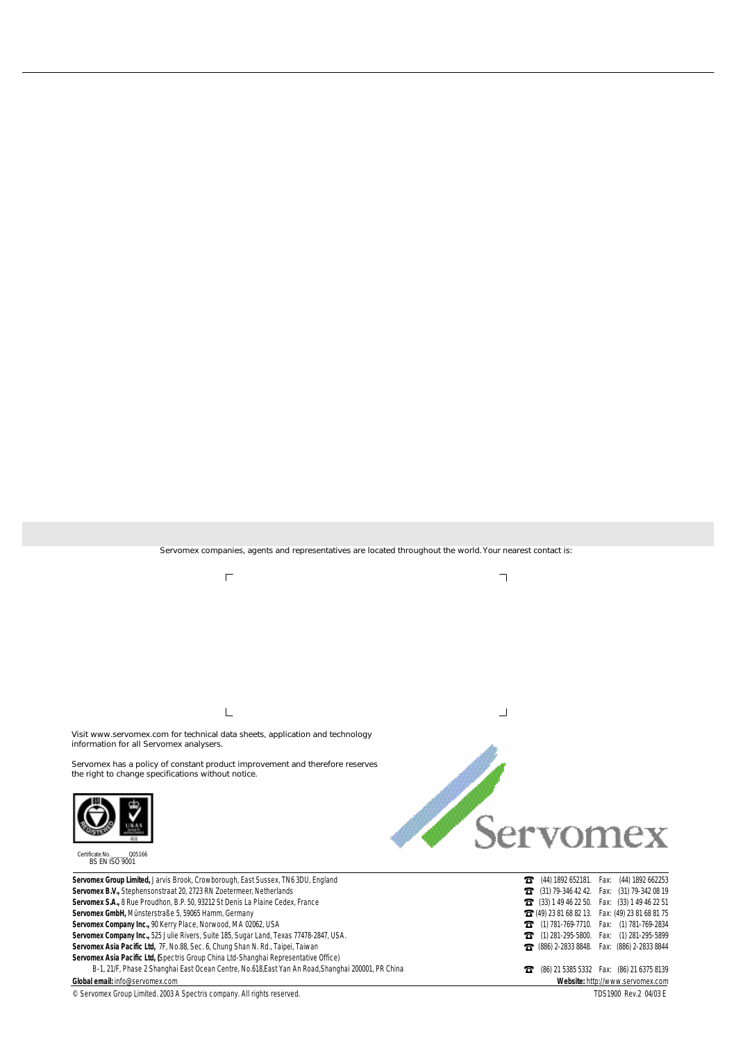Servomex companies, agents and representatives are located throughout the world. Your nearest contact is:

Visit www.servomex.com for technical data sheets, application and technology information for all Servomex analysers.

Servomex has a policy of constant product improvement and therefore reserves the right to change specifications without notice.

Certificate No. Q05166
BS EN ISO 9001

Servomex

| | |
|---|---|
| **Servomex Group Limited,** Jarvis Brook, Crowborough, East Sussex, TN6 3DU, England | ☎ (44) 1892 652181. Fax: (44) 1892 662253 |
| **Servomex B.V.,** Stephensonstraat 20, 2723 RN Zoetermeer, Netherlands | ☎ (31) 79-346 42 42. Fax: (31) 79-342 08 19 |
| **Servomex S.A.,** 8 Rue Proudhon, B.P. 50, 93212 St Denis La Plaine Cedex, France | ☎ (33) 1 49 46 22 50. Fax: (33) 1 49 46 22 51 |
| **Servomex GmbH,** Münsterstraße 5, 59065 Hamm, Germany | ☎ (49) 23 81 68 82 13. Fax: (49) 23 81 68 81 75 |
| **Servomex Company Inc.,** 90 Kerry Place, Norwood, MA 02062, USA | ☎ (1) 781-769-7710. Fax: (1) 781-769-2834 |
| **Servomex Company Inc.,** 525 Julie Rivers, Suite 185, Sugar Land, Texas 77478-2847, USA. | ☎ (1) 281-295-5800. Fax: (1) 281-295-5899 |
| **Servomex Asia Pacific Ltd,** 7F, No.88, Sec. 6, Chung Shan N. Rd., Taipei, Taiwan | ☎ (886) 2-2833 8848. Fax: (886) 2-2833 8844 |
| **Servomex Asia Pacific Ltd,** (Spectris Group China Ltd-Shanghai Representative Office) B-1, 21/F, Phase 2 Shanghai East Ocean Centre, No.618,East Yan An Road,Shanghai 200001, PR China | ☎ (86) 21 5385 5332 Fax: (86) 21 6375 8139 |
| **Global email:** info@servomex.com | **Website:** http://www.servomex.com |

© Servomex Group Limited. 2003 A Spectris company. All rights reserved.

TDS1900 Rev.2 04/03 E